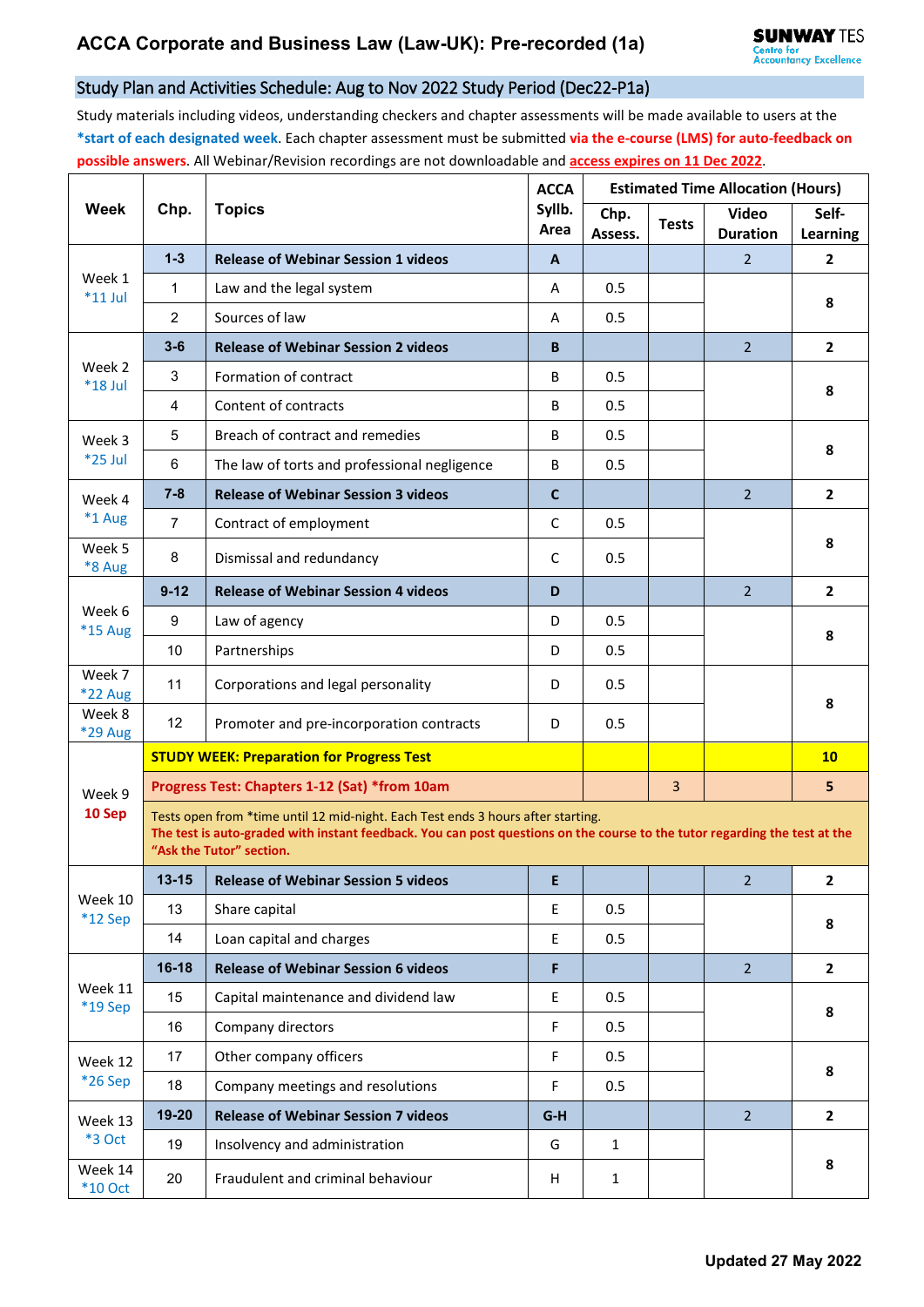# ACCA Corporate and Business Law (Law-UK): Pre-recorded (1a)

**SUNWAY TES**
Centre for Accountancy Excellence

## Study Plan and Activities Schedule: Aug to Nov 2022 Study Period (Dec22-P1a)

Study materials including videos, understanding checkers and chapter assessments will be made available to users at the ***start of each designated week**. Each chapter assessment must be submitted **via the e-course (LMS) for auto-feedback on possible answers**. All Webinar/Revision recordings are not downloadable and **access expires on 11 Dec 2022**.

| Week | Chp. | Topics | ACCA Syllb. Area | Estimated Time Allocation (Hours) | | | |
|---|---|---|---|---|---|---|---|
| | | | | Chp. Assess. | Tests | Video Duration | Self-Learning |
| Week 1 *11 Jul | **1-3** | **Release of Webinar Session 1 videos** | **A** | | | 2 | **2** |
| | 1 | Law and the legal system | A | 0.5 | | | **8** |
| | 2 | Sources of law | A | 0.5 | | | |
| Week 2 *18 Jul | **3-6** | **Release of Webinar Session 2 videos** | **B** | | | 2 | **2** |
| | 3 | Formation of contract | B | 0.5 | | | **8** |
| | 4 | Content of contracts | B | 0.5 | | | |
| Week 3 *25 Jul | 5 | Breach of contract and remedies | B | 0.5 | | | **8** |
| | 6 | The law of torts and professional negligence | B | 0.5 | | | |
| Week 4 *1 Aug | **7-8** | **Release of Webinar Session 3 videos** | **C** | | | 2 | **2** |
| | 7 | Contract of employment | C | 0.5 | | | **8** |
| Week 5 *8 Aug | 8 | Dismissal and redundancy | C | 0.5 | | | |
| Week 6 *15 Aug | **9-12** | **Release of Webinar Session 4 videos** | **D** | | | 2 | **2** |
| | 9 | Law of agency | D | 0.5 | | | **8** |
| | 10 | Partnerships | D | 0.5 | | | |
| Week 7 *22 Aug | 11 | Corporations and legal personality | D | 0.5 | | | **8** |
| Week 8 *29 Aug | 12 | Promoter and pre-incorporation contracts | D | 0.5 | | | |
| Week 9 **10 Sep** | **STUDY WEEK: Preparation for Progress Test** | | | | | | **10** |
| | **Progress Test: Chapters 1-12 (Sat) *from 10am** | | | | 3 | | **5** |
| | Tests open from *time until 12 mid-night. Each Test ends 3 hours after starting. **The test is auto-graded with instant feedback. You can post questions on the course to the tutor regarding the test at the "Ask the Tutor" section.** | | | | | | |
| Week 10 *12 Sep | **13-15** | **Release of Webinar Session 5 videos** | **E** | | | 2 | **2** |
| | 13 | Share capital | E | 0.5 | | | **8** |
| | 14 | Loan capital and charges | E | 0.5 | | | |
| Week 11 *19 Sep | **16-18** | **Release of Webinar Session 6 videos** | **F** | | | 2 | **2** |
| | 15 | Capital maintenance and dividend law | E | 0.5 | | | **8** |
| | 16 | Company directors | F | 0.5 | | | |
| Week 12 *26 Sep | 17 | Other company officers | F | 0.5 | | | **8** |
| | 18 | Company meetings and resolutions | F | 0.5 | | | |
| Week 13 *3 Oct | **19-20** | **Release of Webinar Session 7 videos** | **G-H** | | | 2 | **2** |
| | 19 | Insolvency and administration | G | 1 | | | **8** |
| Week 14 *10 Oct | 20 | Fraudulent and criminal behaviour | H | 1 | | | |

**Updated 27 May 2022**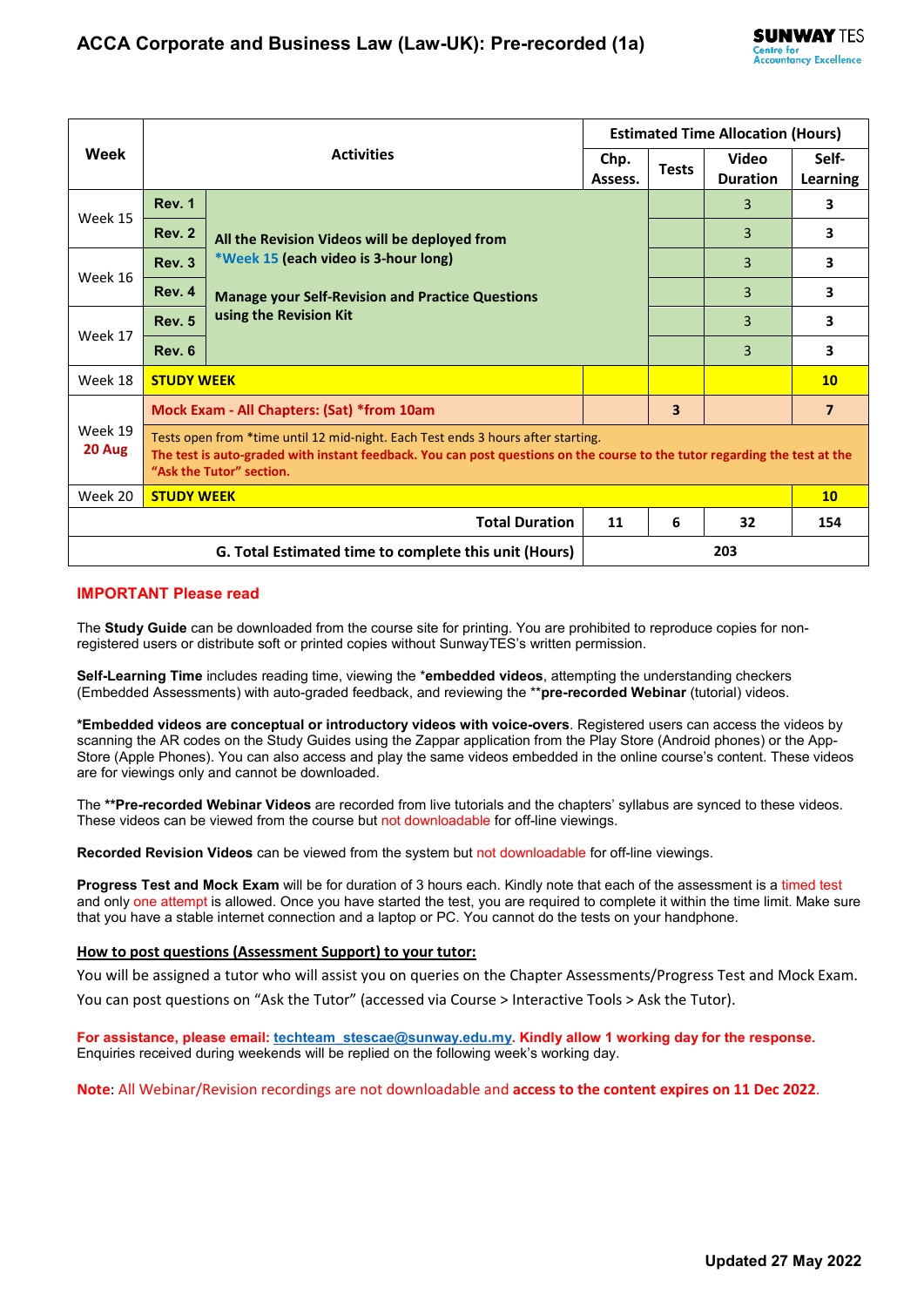# ACCA Corporate and Business Law (Law-UK): Pre-recorded (1a)

| Week | Activities | | Estimated Time Allocation (Hours) | | | |
|---|---|---|---|---|---|---|
| | | | Chp. Assess. | Tests | Video Duration | Self-Learning |
| Week 15 | Rev. 1 | All the Revision Videos will be deployed from *Week 15 (each video is 3-hour long) Manage your Self-Revision and Practice Questions using the Revision Kit | | | 3 | 3 |
| | Rev. 2 | | | | 3 | 3 |
| Week 16 | Rev. 3 | | | | 3 | 3 |
| | Rev. 4 | | | | 3 | 3 |
| Week 17 | Rev. 5 | | | | 3 | 3 |
| | Rev. 6 | | | | 3 | 3 |
| Week 18 | STUDY WEEK | | | | | 10 |
| Week 19 20 Aug | Mock Exam - All Chapters: (Sat) *from 10am | | | 3 | | 7 |
| | Tests open from *time until 12 mid-night. Each Test ends 3 hours after starting. The test is auto-graded with instant feedback. You can post questions on the course to the tutor regarding the test at the "Ask the Tutor" section. | | | | | |
| Week 20 | STUDY WEEK | | | | | 10 |
| | | Total Duration | 11 | 6 | 32 | 154 |
| | | G. Total Estimated time to complete this unit (Hours) | 203 | | | |

## IMPORTANT Please read

The **Study Guide** can be downloaded from the course site for printing. You are prohibited to reproduce copies for non-registered users or distribute soft or printed copies without SunwayTES's written permission.

**Self-Learning Time** includes reading time, viewing the ***embedded videos**, attempting the understanding checkers (Embedded Assessments) with auto-graded feedback, and reviewing the ****pre-recorded Webinar** (tutorial) videos.

***Embedded videos are conceptual or introductory videos with voice-overs**. Registered users can access the videos by scanning the AR codes on the Study Guides using the Zappar application from the Play Store (Android phones) or the App-Store (Apple Phones). You can also access and play the same videos embedded in the online course's content. These videos are for viewings only and cannot be downloaded.

The ****Pre-recorded Webinar Videos** are recorded from live tutorials and the chapters' syllabus are synced to these videos. These videos can be viewed from the course but not downloadable for off-line viewings.

**Recorded Revision Videos** can be viewed from the system but not downloadable for off-line viewings.

**Progress Test and Mock Exam** will be for duration of 3 hours each. Kindly note that each of the assessment is a timed test and only one attempt is allowed. Once you have started the test, you are required to complete it within the time limit. Make sure that you have a stable internet connection and a laptop or PC. You cannot do the tests on your handphone.

**How to post questions (Assessment Support) to your tutor:**

You will be assigned a tutor who will assist you on queries on the Chapter Assessments/Progress Test and Mock Exam.

You can post questions on "Ask the Tutor" (accessed via Course > Interactive Tools > Ask the Tutor).

**For assistance, please email: techteam_stescae@sunway.edu.my. Kindly allow 1 working day for the response.**
Enquiries received during weekends will be replied on the following week's working day.

**Note**: All Webinar/Revision recordings are not downloadable and **access to the content expires on 11 Dec 2022**.

**Updated 27 May 2022**